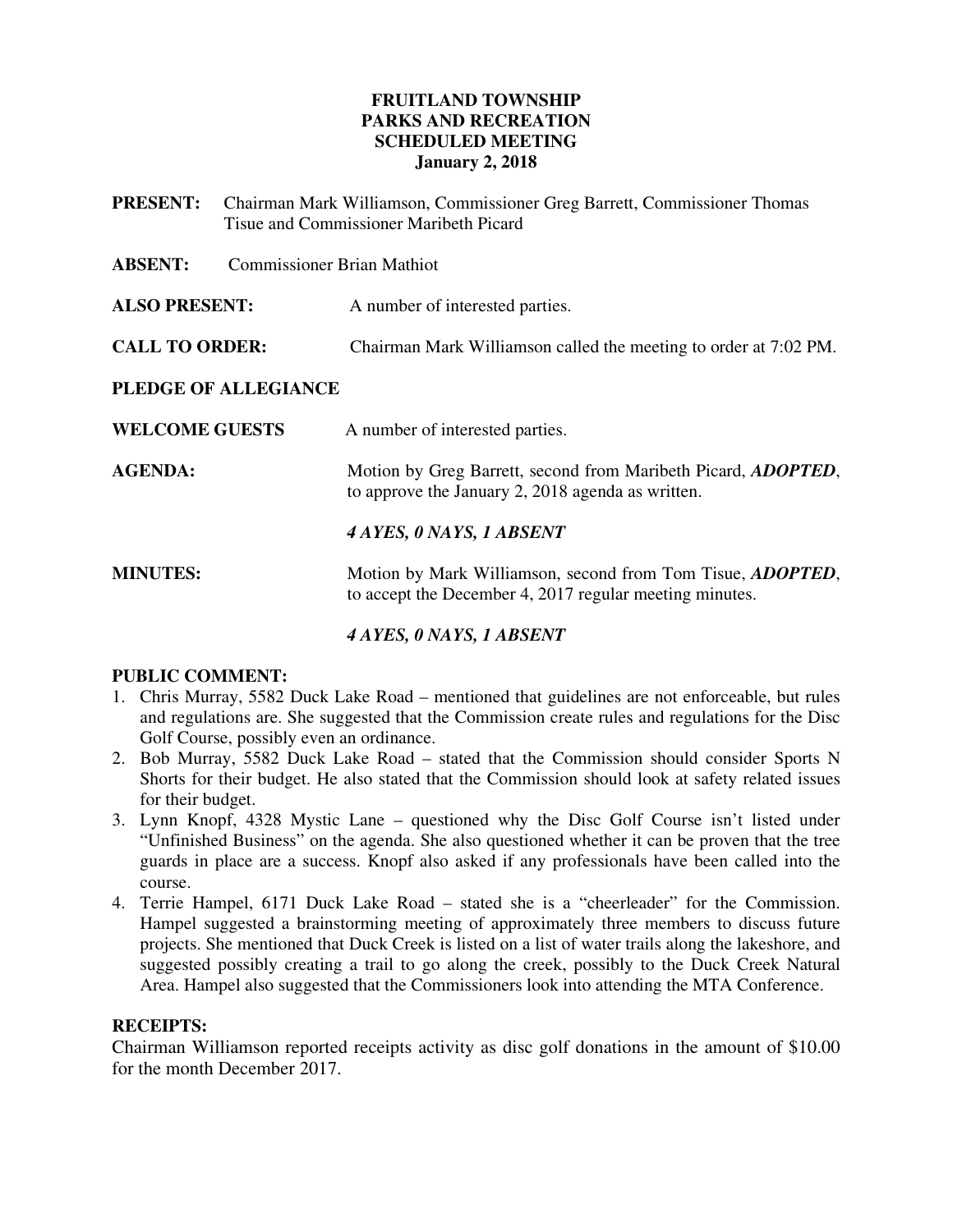# FRUITLAND TOWNSHIP
# PARKS AND RECREATION
# SCHEDULED MEETING
# January 2, 2018

**PRESENT:** Chairman Mark Williamson, Commissioner Greg Barrett, Commissioner Thomas Tisue and Commissioner Maribeth Picard

**ABSENT:** Commissioner Brian Mathiot

**ALSO PRESENT:** A number of interested parties.

**CALL TO ORDER:** Chairman Mark Williamson called the meeting to order at 7:02 PM.

**PLEDGE OF ALLEGIANCE**

**WELCOME GUESTS** A number of interested parties.

**AGENDA:** Motion by Greg Barrett, second from Maribeth Picard, ***ADOPTED***, to approve the January 2, 2018 agenda as written.

***4 AYES, 0 NAYS, 1 ABSENT***

**MINUTES:** Motion by Mark Williamson, second from Tom Tisue, ***ADOPTED***, to accept the December 4, 2017 regular meeting minutes.

***4 AYES, 0 NAYS, 1 ABSENT***

**PUBLIC COMMENT:**

1. Chris Murray, 5582 Duck Lake Road – mentioned that guidelines are not enforceable, but rules and regulations are. She suggested that the Commission create rules and regulations for the Disc Golf Course, possibly even an ordinance.
2. Bob Murray, 5582 Duck Lake Road – stated that the Commission should consider Sports N Shorts for their budget. He also stated that the Commission should look at safety related issues for their budget.
3. Lynn Knopf, 4328 Mystic Lane – questioned why the Disc Golf Course isn't listed under "Unfinished Business" on the agenda. She also questioned whether it can be proven that the tree guards in place are a success. Knopf also asked if any professionals have been called into the course.
4. Terrie Hampel, 6171 Duck Lake Road – stated she is a "cheerleader" for the Commission. Hampel suggested a brainstorming meeting of approximately three members to discuss future projects. She mentioned that Duck Creek is listed on a list of water trails along the lakeshore, and suggested possibly creating a trail to go along the creek, possibly to the Duck Creek Natural Area. Hampel also suggested that the Commissioners look into attending the MTA Conference.

**RECEIPTS:**

Chairman Williamson reported receipts activity as disc golf donations in the amount of $10.00 for the month December 2017.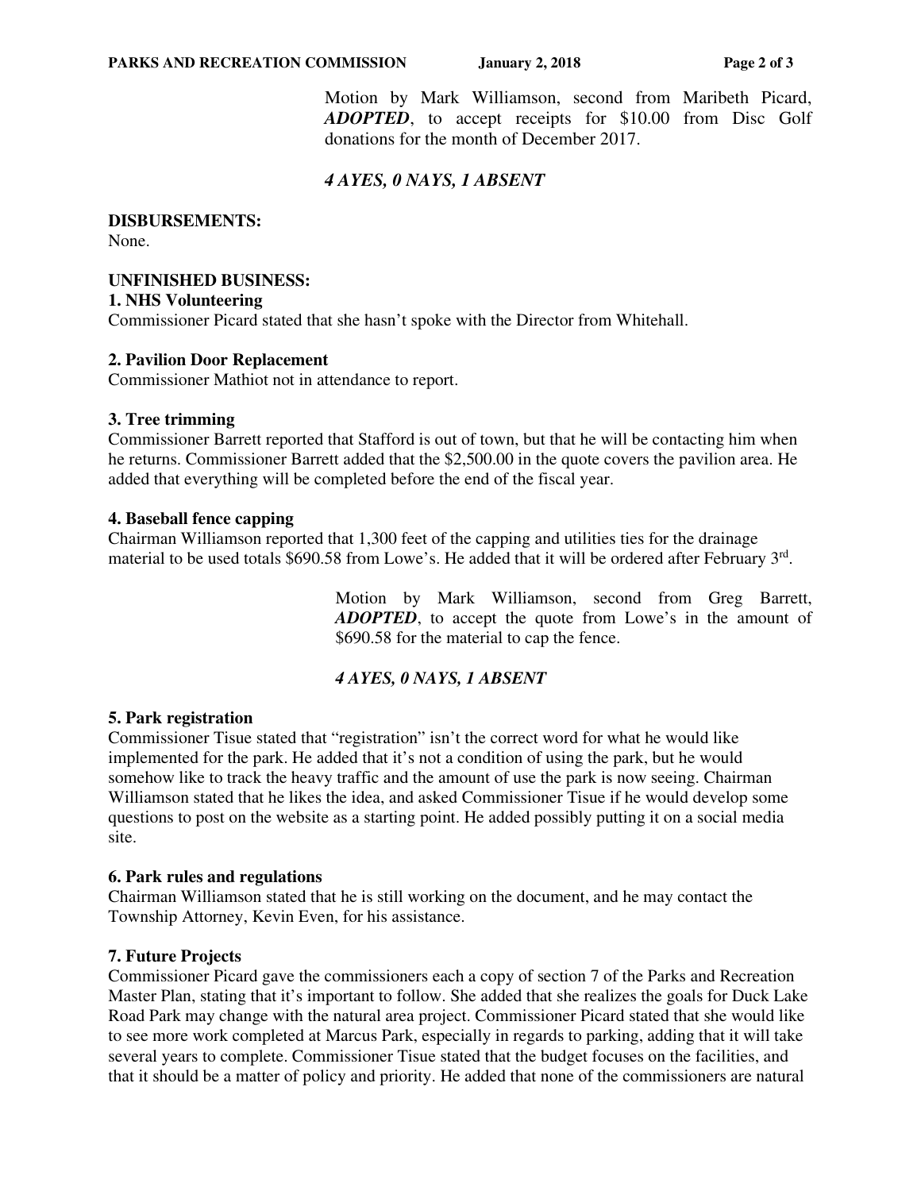Motion by Mark Williamson, second from Maribeth Picard, ***ADOPTED***, to accept receipts for $10.00 from Disc Golf donations for the month of December 2017.

***4 AYES, 0 NAYS, 1 ABSENT***

**DISBURSEMENTS:**
None.

**UNFINISHED BUSINESS:**

**1. NHS Volunteering**
Commissioner Picard stated that she hasn't spoke with the Director from Whitehall.

**2. Pavilion Door Replacement**
Commissioner Mathiot not in attendance to report.

**3. Tree trimming**
Commissioner Barrett reported that Stafford is out of town, but that he will be contacting him when he returns. Commissioner Barrett added that the $2,500.00 in the quote covers the pavilion area. He added that everything will be completed before the end of the fiscal year.

**4. Baseball fence capping**
Chairman Williamson reported that 1,300 feet of the capping and utilities ties for the drainage material to be used totals $690.58 from Lowe's. He added that it will be ordered after February 3rd.

Motion by Mark Williamson, second from Greg Barrett, ***ADOPTED***, to accept the quote from Lowe's in the amount of $690.58 for the material to cap the fence.

***4 AYES, 0 NAYS, 1 ABSENT***

**5. Park registration**
Commissioner Tisue stated that "registration" isn't the correct word for what he would like implemented for the park. He added that it's not a condition of using the park, but he would somehow like to track the heavy traffic and the amount of use the park is now seeing. Chairman Williamson stated that he likes the idea, and asked Commissioner Tisue if he would develop some questions to post on the website as a starting point. He added possibly putting it on a social media site.

**6. Park rules and regulations**
Chairman Williamson stated that he is still working on the document, and he may contact the Township Attorney, Kevin Even, for his assistance.

**7. Future Projects**
Commissioner Picard gave the commissioners each a copy of section 7 of the Parks and Recreation Master Plan, stating that it's important to follow. She added that she realizes the goals for Duck Lake Road Park may change with the natural area project. Commissioner Picard stated that she would like to see more work completed at Marcus Park, especially in regards to parking, adding that it will take several years to complete. Commissioner Tisue stated that the budget focuses on the facilities, and that it should be a matter of policy and priority. He added that none of the commissioners are natural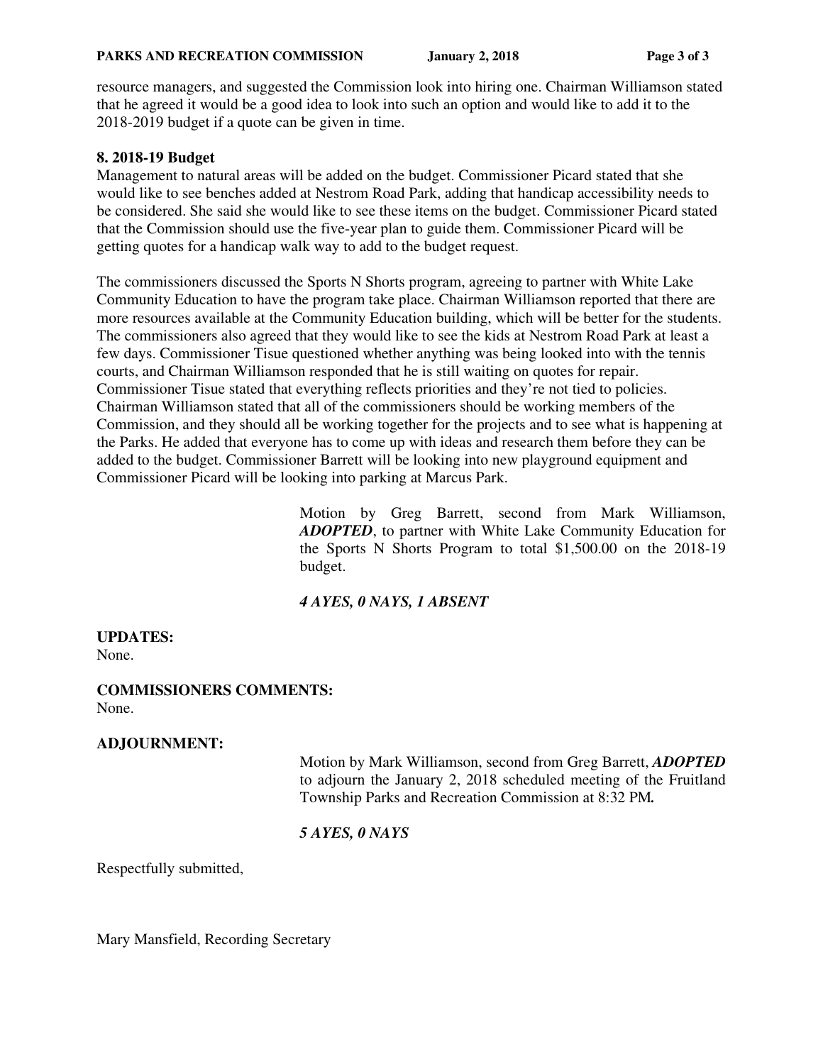resource managers, and suggested the Commission look into hiring one. Chairman Williamson stated that he agreed it would be a good idea to look into such an option and would like to add it to the 2018-2019 budget if a quote can be given in time.

**8. 2018-19 Budget**

Management to natural areas will be added on the budget. Commissioner Picard stated that she would like to see benches added at Nestrom Road Park, adding that handicap accessibility needs to be considered. She said she would like to see these items on the budget. Commissioner Picard stated that the Commission should use the five-year plan to guide them. Commissioner Picard will be getting quotes for a handicap walk way to add to the budget request.

The commissioners discussed the Sports N Shorts program, agreeing to partner with White Lake Community Education to have the program take place. Chairman Williamson reported that there are more resources available at the Community Education building, which will be better for the students. The commissioners also agreed that they would like to see the kids at Nestrom Road Park at least a few days. Commissioner Tisue questioned whether anything was being looked into with the tennis courts, and Chairman Williamson responded that he is still waiting on quotes for repair. Commissioner Tisue stated that everything reflects priorities and they're not tied to policies. Chairman Williamson stated that all of the commissioners should be working members of the Commission, and they should all be working together for the projects and to see what is happening at the Parks. He added that everyone has to come up with ideas and research them before they can be added to the budget. Commissioner Barrett will be looking into new playground equipment and Commissioner Picard will be looking into parking at Marcus Park.

Motion by Greg Barrett, second from Mark Williamson, ***ADOPTED***, to partner with White Lake Community Education for the Sports N Shorts Program to total $1,500.00 on the 2018-19 budget.

***4 AYES, 0 NAYS, 1 ABSENT***

**UPDATES:**

None.

**COMMISSIONERS COMMENTS:**

None.

**ADJOURNMENT:**

Motion by Mark Williamson, second from Greg Barrett, ***ADOPTED*** to adjourn the January 2, 2018 scheduled meeting of the Fruitland Township Parks and Recreation Commission at 8:32 PM**.**

***5 AYES, 0 NAYS***

Respectfully submitted,

Mary Mansfield, Recording Secretary